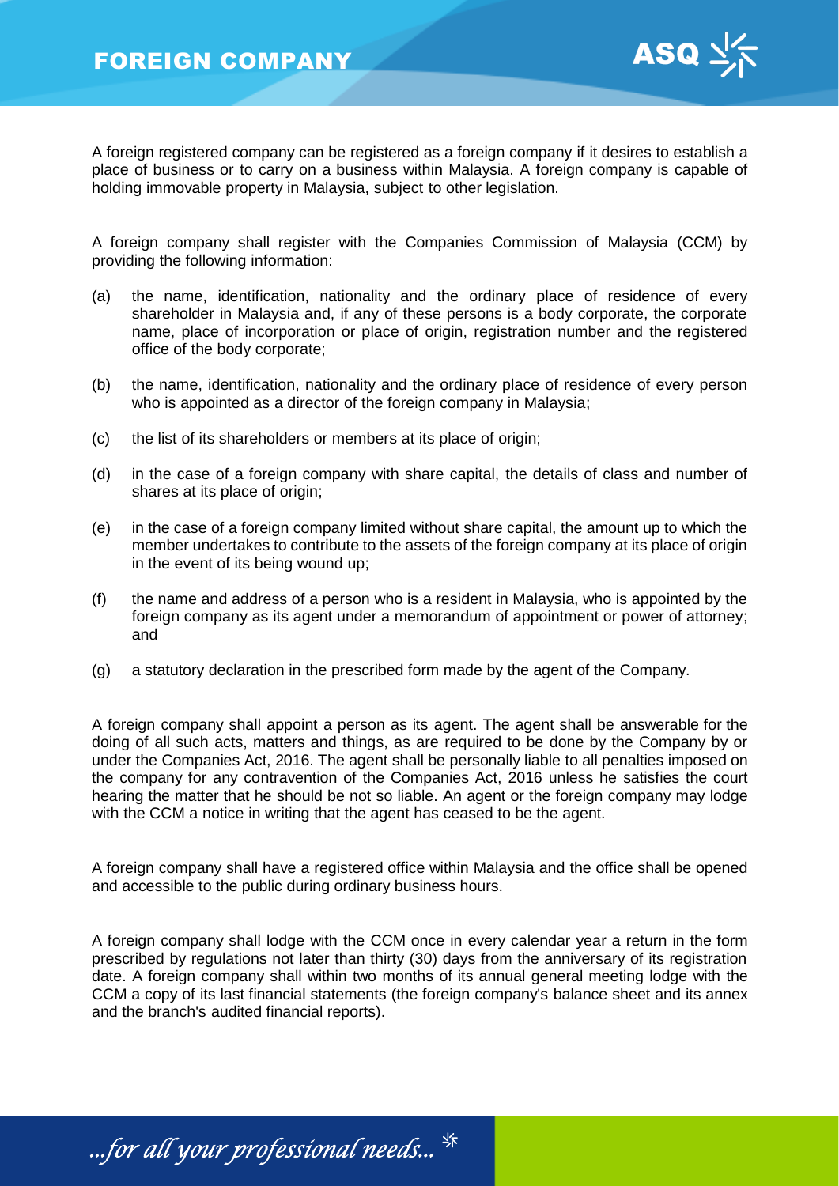# FOREIGN COMPANY

A foreign registered company can be registered as a foreign company if it desires to establish a place of business or to carry on a business within Malaysia. A foreign company is capable of holding immovable property in Malaysia, subject to other legislation.

A foreign company shall register with the Companies Commission of Malaysia (CCM) by providing the following information:

(a) the name, identification, nationality and the ordinary place of residence of every shareholder in Malaysia and, if any of these persons is a body corporate, the corporate name, place of incorporation or place of origin, registration number and the registered office of the body corporate;

(b) the name, identification, nationality and the ordinary place of residence of every person who is appointed as a director of the foreign company in Malaysia;

(c) the list of its shareholders or members at its place of origin;

(d) in the case of a foreign company with share capital, the details of class and number of shares at its place of origin;

(e) in the case of a foreign company limited without share capital, the amount up to which the member undertakes to contribute to the assets of the foreign company at its place of origin in the event of its being wound up;

(f) the name and address of a person who is a resident in Malaysia, who is appointed by the foreign company as its agent under a memorandum of appointment or power of attorney; and

(g) a statutory declaration in the prescribed form made by the agent of the Company.

A foreign company shall appoint a person as its agent. The agent shall be answerable for the doing of all such acts, matters and things, as are required to be done by the Company by or under the Companies Act, 2016. The agent shall be personally liable to all penalties imposed on the company for any contravention of the Companies Act, 2016 unless he satisfies the court hearing the matter that he should be not so liable. An agent or the foreign company may lodge with the CCM a notice in writing that the agent has ceased to be the agent.

A foreign company shall have a registered office within Malaysia and the office shall be opened and accessible to the public during ordinary business hours.

A foreign company shall lodge with the CCM once in every calendar year a return in the form prescribed by regulations not later than thirty (30) days from the anniversary of its registration date. A foreign company shall within two months of its annual general meeting lodge with the CCM a copy of its last financial statements (the foreign company's balance sheet and its annex and the branch's audited financial reports).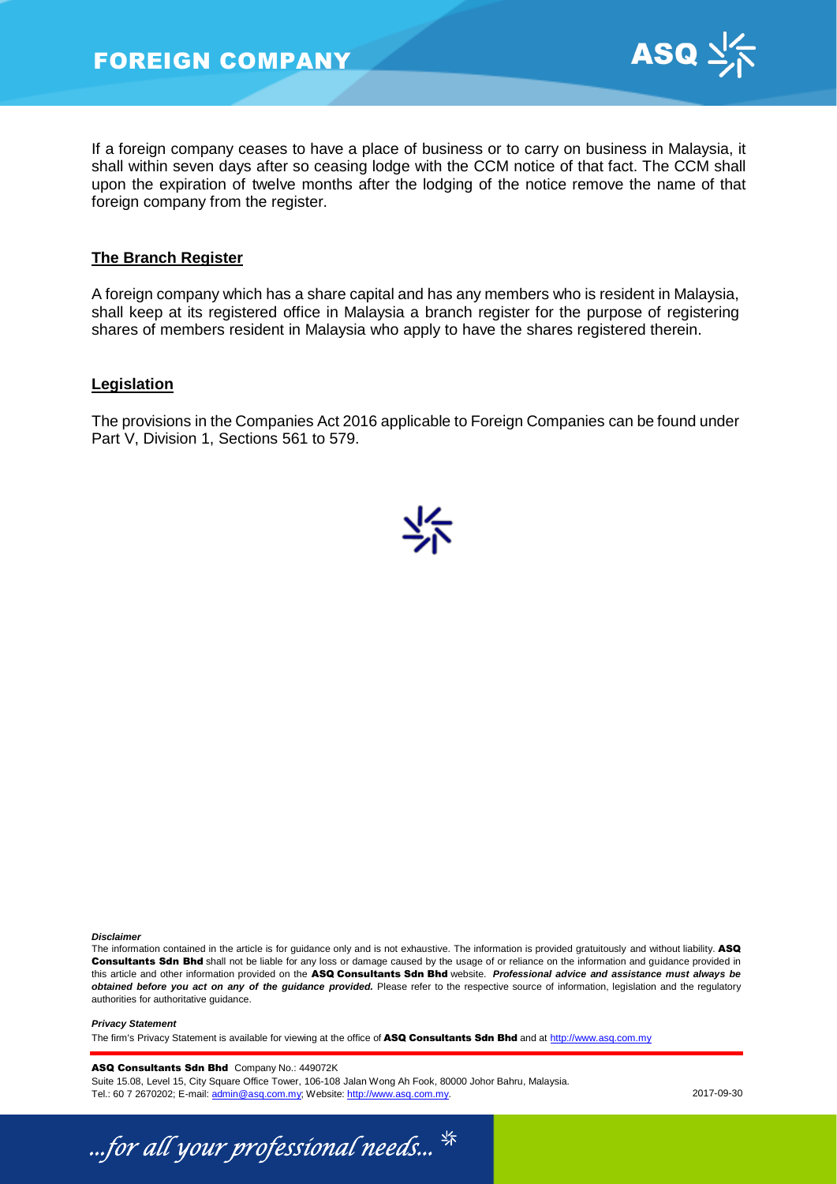If a foreign company ceases to have a place of business or to carry on business in Malaysia, it shall within seven days after so ceasing lodge with the CCM notice of that fact. The CCM shall upon the expiration of twelve months after the lodging of the notice remove the name of that foreign company from the register.

## The Branch Register

A foreign company which has a share capital and has any members who is resident in Malaysia, shall keep at its registered office in Malaysia a branch register for the purpose of registering shares of members resident in Malaysia who apply to have the shares registered therein.

## Legislation

The provisions in the Companies Act 2016 applicable to Foreign Companies can be found under Part V, Division 1, Sections 561 to 579.

***Disclaimer***

The information contained in the article is for guidance only and is not exhaustive. The information is provided gratuitously and without liability. **ASQ Consultants Sdn Bhd** shall not be liable for any loss or damage caused by the usage of or reliance on the information and guidance provided in this article and other information provided on the **ASQ Consultants Sdn Bhd** website. ***Professional advice and assistance must always be obtained before you act on any of the guidance provided.*** Please refer to the respective source of information, legislation and the regulatory authorities for authoritative guidance.

***Privacy Statement***

The firm's Privacy Statement is available for viewing at the office of **ASQ Consultants Sdn Bhd** and at http://www.asq.com.my

**ASQ Consultants Sdn Bhd** Company No.: 449072K
Suite 15.08, Level 15, City Square Office Tower, 106-108 Jalan Wong Ah Fook, 80000 Johor Bahru, Malaysia.
Tel.: 60 7 2670202; E-mail: admin@asq.com.my; Website: http://www.asq.com.my.

2017-09-30